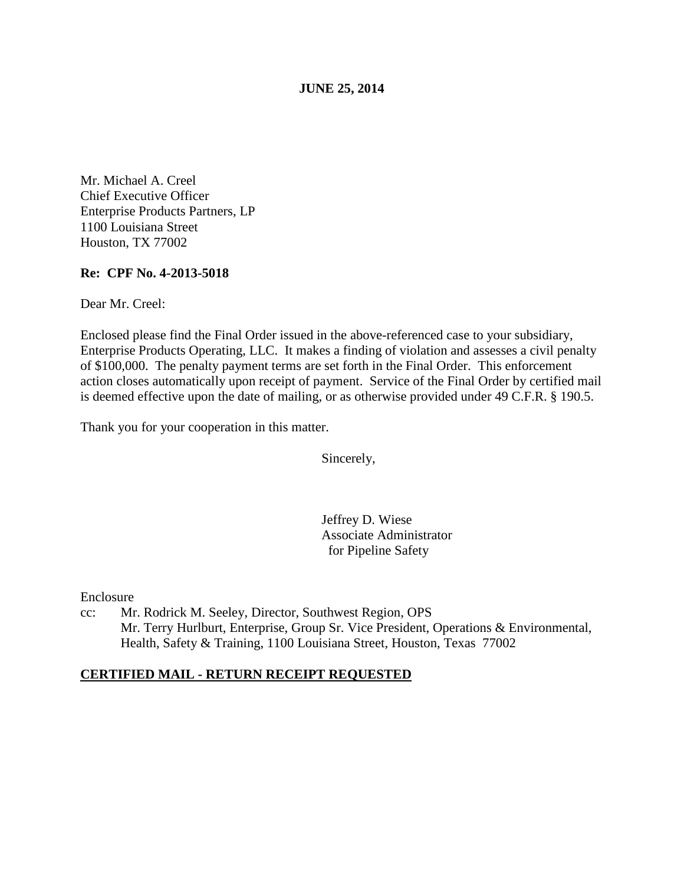**JUNE 25, 2014**

Mr. Michael A. Creel
Chief Executive Officer
Enterprise Products Partners, LP
1100 Louisiana Street
Houston, TX 77002

**Re: CPF No. 4-2013-5018**

Dear Mr. Creel:

Enclosed please find the Final Order issued in the above-referenced case to your subsidiary, Enterprise Products Operating, LLC. It makes a finding of violation and assesses a civil penalty of $100,000. The penalty payment terms are set forth in the Final Order. This enforcement action closes automatically upon receipt of payment. Service of the Final Order by certified mail is deemed effective upon the date of mailing, or as otherwise provided under 49 C.F.R. § 190.5.

Thank you for your cooperation in this matter.

Sincerely,

Jeffrey D. Wiese
Associate Administrator
for Pipeline Safety

Enclosure

cc: Mr. Rodrick M. Seeley, Director, Southwest Region, OPS
Mr. Terry Hurlburt, Enterprise, Group Sr. Vice President, Operations & Environmental, Health, Safety & Training, 1100 Louisiana Street, Houston, Texas 77002

**CERTIFIED MAIL - RETURN RECEIPT REQUESTED**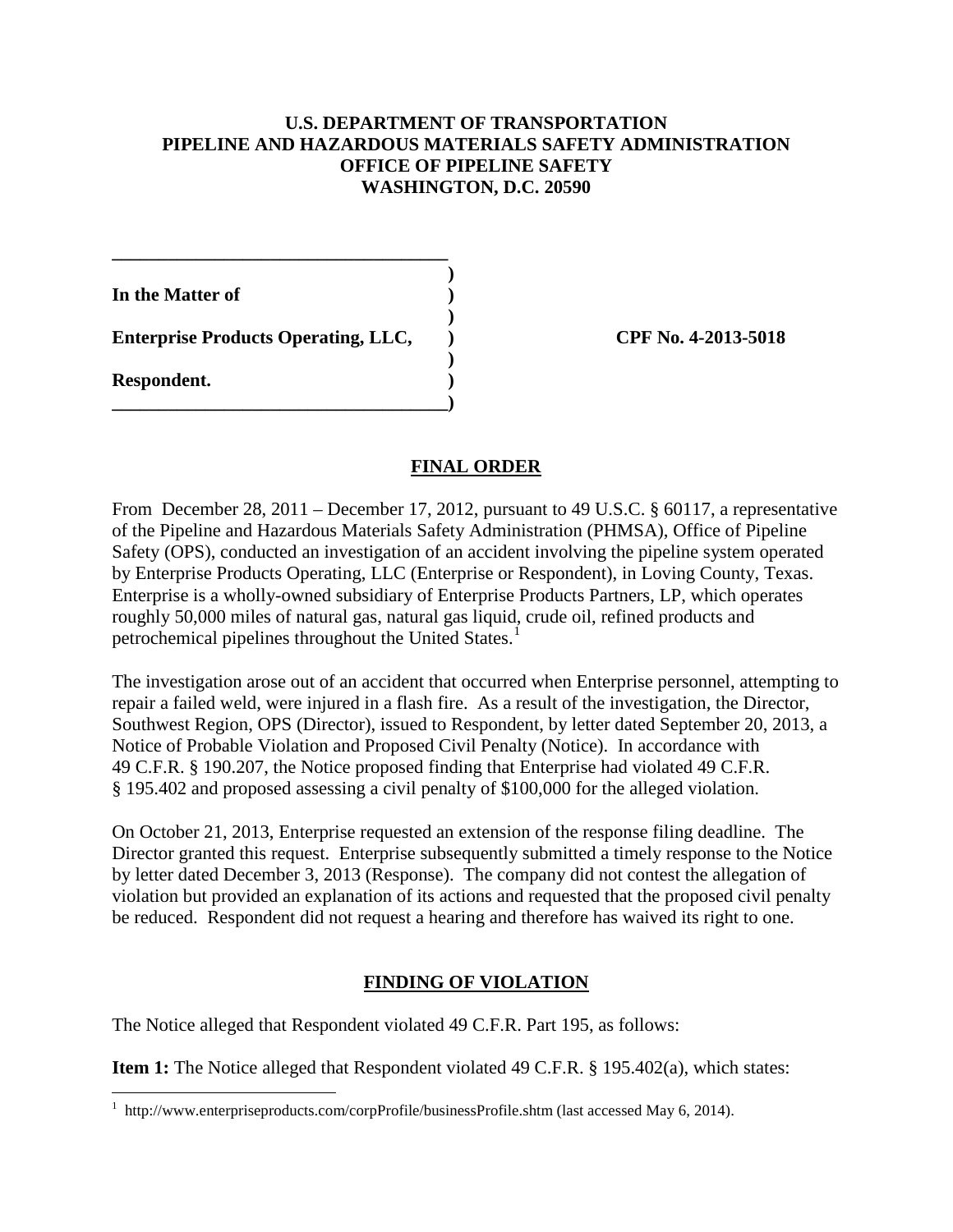**U.S. DEPARTMENT OF TRANSPORTATION**
**PIPELINE AND HAZARDOUS MATERIALS SAFETY ADMINISTRATION**
**OFFICE OF PIPELINE SAFETY**
**WASHINGTON, D.C. 20590**

| | |
|---|---|
| **In the Matter of** | |
| **Enterprise Products Operating, LLC,** | **CPF No. 4-2013-5018** |
| **Respondent.** | |

## FINAL ORDER

From December 28, 2011 – December 17, 2012, pursuant to 49 U.S.C. § 60117, a representative of the Pipeline and Hazardous Materials Safety Administration (PHMSA), Office of Pipeline Safety (OPS), conducted an investigation of an accident involving the pipeline system operated by Enterprise Products Operating, LLC (Enterprise or Respondent), in Loving County, Texas. Enterprise is a wholly-owned subsidiary of Enterprise Products Partners, LP, which operates roughly 50,000 miles of natural gas, natural gas liquid, crude oil, refined products and petrochemical pipelines throughout the United States.[1]

The investigation arose out of an accident that occurred when Enterprise personnel, attempting to repair a failed weld, were injured in a flash fire. As a result of the investigation, the Director, Southwest Region, OPS (Director), issued to Respondent, by letter dated September 20, 2013, a Notice of Probable Violation and Proposed Civil Penalty (Notice). In accordance with 49 C.F.R. § 190.207, the Notice proposed finding that Enterprise had violated 49 C.F.R. § 195.402 and proposed assessing a civil penalty of $100,000 for the alleged violation.

On October 21, 2013, Enterprise requested an extension of the response filing deadline. The Director granted this request. Enterprise subsequently submitted a timely response to the Notice by letter dated December 3, 2013 (Response). The company did not contest the allegation of violation but provided an explanation of its actions and requested that the proposed civil penalty be reduced. Respondent did not request a hearing and therefore has waived its right to one.

## FINDING OF VIOLATION

The Notice alleged that Respondent violated 49 C.F.R. Part 195, as follows:

**Item 1:** The Notice alleged that Respondent violated 49 C.F.R. § 195.402(a), which states:

---

[1] http://www.enterpriseproducts.com/corpProfile/businessProfile.shtm (last accessed May 6, 2014).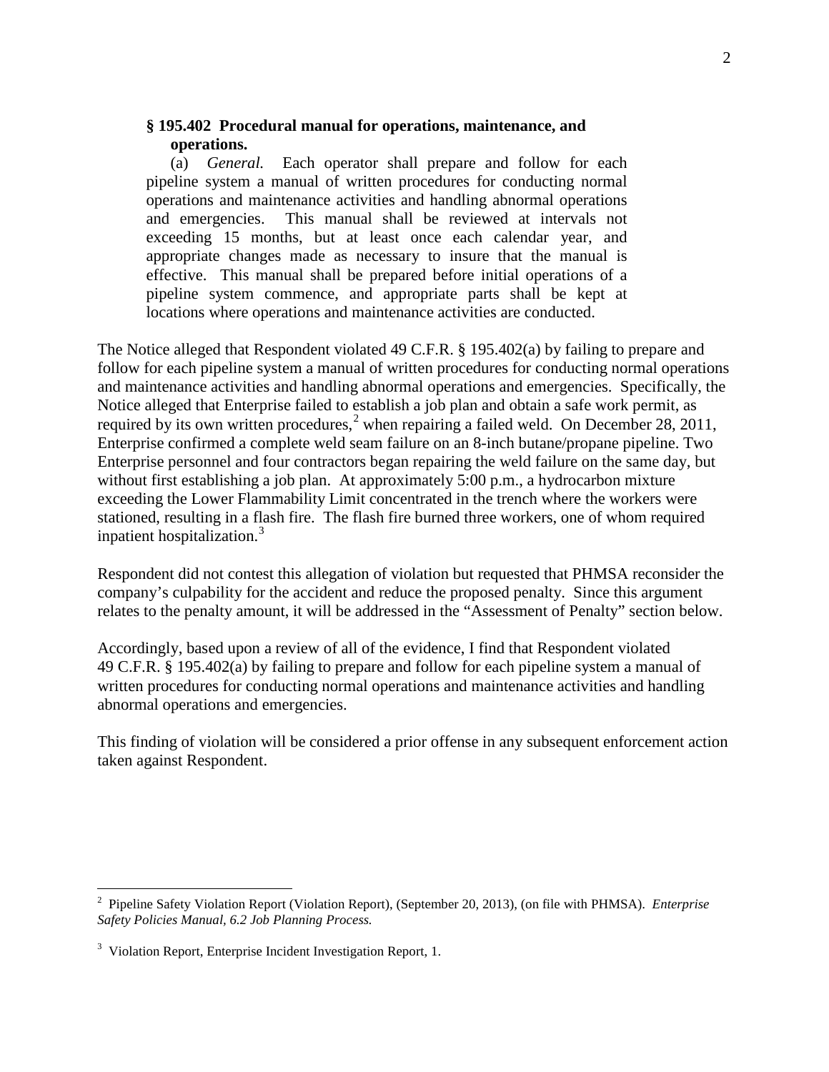**§ 195.402 Procedural manual for operations, maintenance, and operations.**

(a) *General.* Each operator shall prepare and follow for each pipeline system a manual of written procedures for conducting normal operations and maintenance activities and handling abnormal operations and emergencies. This manual shall be reviewed at intervals not exceeding 15 months, but at least once each calendar year, and appropriate changes made as necessary to insure that the manual is effective. This manual shall be prepared before initial operations of a pipeline system commence, and appropriate parts shall be kept at locations where operations and maintenance activities are conducted.

The Notice alleged that Respondent violated 49 C.F.R. § 195.402(a) by failing to prepare and follow for each pipeline system a manual of written procedures for conducting normal operations and maintenance activities and handling abnormal operations and emergencies. Specifically, the Notice alleged that Enterprise failed to establish a job plan and obtain a safe work permit, as required by its own written procedures,[2] when repairing a failed weld. On December 28, 2011, Enterprise confirmed a complete weld seam failure on an 8-inch butane/propane pipeline. Two Enterprise personnel and four contractors began repairing the weld failure on the same day, but without first establishing a job plan. At approximately 5:00 p.m., a hydrocarbon mixture exceeding the Lower Flammability Limit concentrated in the trench where the workers were stationed, resulting in a flash fire. The flash fire burned three workers, one of whom required inpatient hospitalization.[3]

Respondent did not contest this allegation of violation but requested that PHMSA reconsider the company's culpability for the accident and reduce the proposed penalty. Since this argument relates to the penalty amount, it will be addressed in the "Assessment of Penalty" section below.

Accordingly, based upon a review of all of the evidence, I find that Respondent violated 49 C.F.R. § 195.402(a) by failing to prepare and follow for each pipeline system a manual of written procedures for conducting normal operations and maintenance activities and handling abnormal operations and emergencies.

This finding of violation will be considered a prior offense in any subsequent enforcement action taken against Respondent.

---

[2] Pipeline Safety Violation Report (Violation Report), (September 20, 2013), (on file with PHMSA). *Enterprise Safety Policies Manual, 6.2 Job Planning Process.*

[3] Violation Report, Enterprise Incident Investigation Report, 1.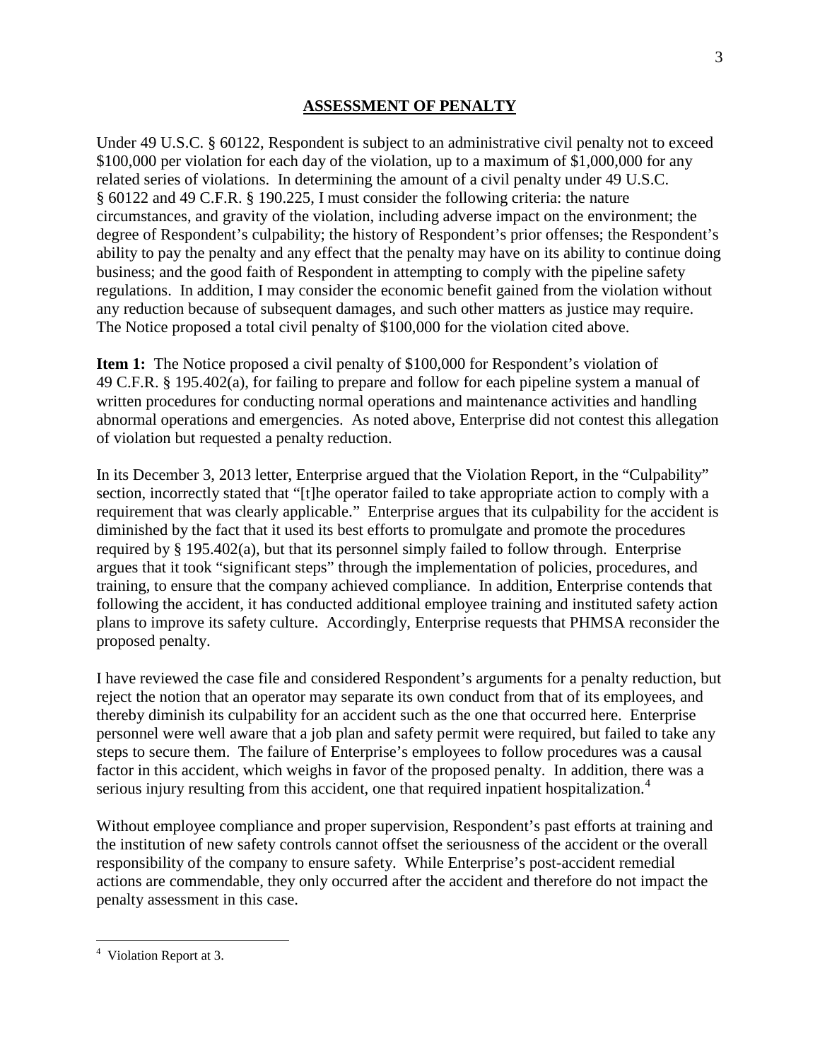## ASSESSMENT OF PENALTY

Under 49 U.S.C. § 60122, Respondent is subject to an administrative civil penalty not to exceed $100,000 per violation for each day of the violation, up to a maximum of $1,000,000 for any related series of violations. In determining the amount of a civil penalty under 49 U.S.C. § 60122 and 49 C.F.R. § 190.225, I must consider the following criteria: the nature circumstances, and gravity of the violation, including adverse impact on the environment; the degree of Respondent's culpability; the history of Respondent's prior offenses; the Respondent's ability to pay the penalty and any effect that the penalty may have on its ability to continue doing business; and the good faith of Respondent in attempting to comply with the pipeline safety regulations. In addition, I may consider the economic benefit gained from the violation without any reduction because of subsequent damages, and such other matters as justice may require. The Notice proposed a total civil penalty of $100,000 for the violation cited above.

**Item 1:** The Notice proposed a civil penalty of $100,000 for Respondent's violation of 49 C.F.R. § 195.402(a), for failing to prepare and follow for each pipeline system a manual of written procedures for conducting normal operations and maintenance activities and handling abnormal operations and emergencies. As noted above, Enterprise did not contest this allegation of violation but requested a penalty reduction.

In its December 3, 2013 letter, Enterprise argued that the Violation Report, in the "Culpability" section, incorrectly stated that "[t]he operator failed to take appropriate action to comply with a requirement that was clearly applicable." Enterprise argues that its culpability for the accident is diminished by the fact that it used its best efforts to promulgate and promote the procedures required by § 195.402(a), but that its personnel simply failed to follow through. Enterprise argues that it took "significant steps" through the implementation of policies, procedures, and training, to ensure that the company achieved compliance. In addition, Enterprise contends that following the accident, it has conducted additional employee training and instituted safety action plans to improve its safety culture. Accordingly, Enterprise requests that PHMSA reconsider the proposed penalty.

I have reviewed the case file and considered Respondent's arguments for a penalty reduction, but reject the notion that an operator may separate its own conduct from that of its employees, and thereby diminish its culpability for an accident such as the one that occurred here. Enterprise personnel were well aware that a job plan and safety permit were required, but failed to take any steps to secure them. The failure of Enterprise's employees to follow procedures was a causal factor in this accident, which weighs in favor of the proposed penalty. In addition, there was a serious injury resulting from this accident, one that required inpatient hospitalization.[4]

Without employee compliance and proper supervision, Respondent's past efforts at training and the institution of new safety controls cannot offset the seriousness of the accident or the overall responsibility of the company to ensure safety. While Enterprise's post-accident remedial actions are commendable, they only occurred after the accident and therefore do not impact the penalty assessment in this case.

---

[4] Violation Report at 3.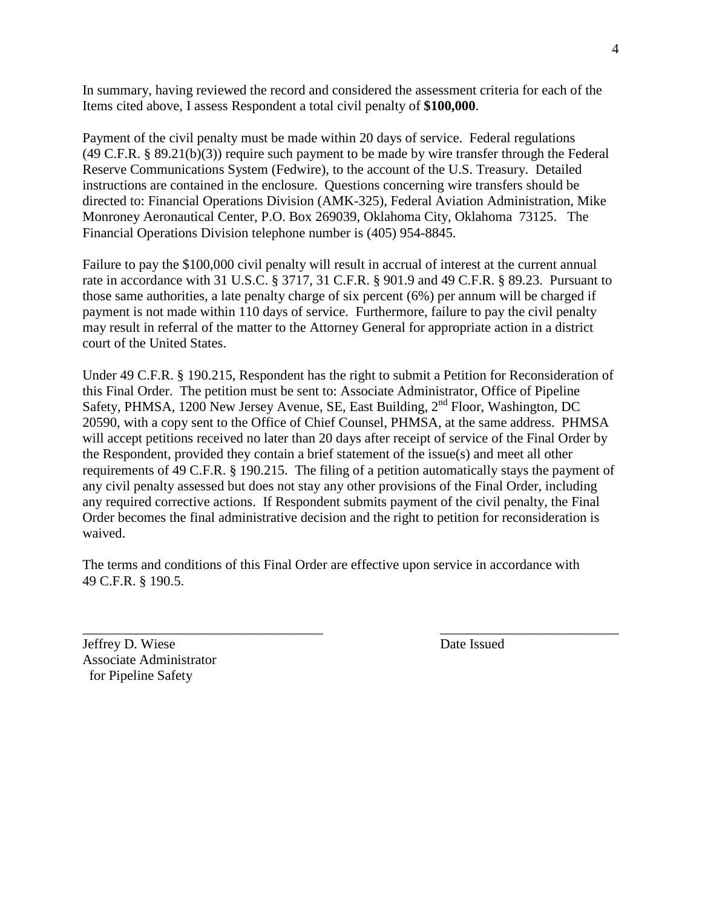In summary, having reviewed the record and considered the assessment criteria for each of the Items cited above, I assess Respondent a total civil penalty of **$100,000**.

Payment of the civil penalty must be made within 20 days of service. Federal regulations (49 C.F.R. § 89.21(b)(3)) require such payment to be made by wire transfer through the Federal Reserve Communications System (Fedwire), to the account of the U.S. Treasury. Detailed instructions are contained in the enclosure. Questions concerning wire transfers should be directed to: Financial Operations Division (AMK-325), Federal Aviation Administration, Mike Monroney Aeronautical Center, P.O. Box 269039, Oklahoma City, Oklahoma 73125. The Financial Operations Division telephone number is (405) 954-8845.

Failure to pay the $100,000 civil penalty will result in accrual of interest at the current annual rate in accordance with 31 U.S.C. § 3717, 31 C.F.R. § 901.9 and 49 C.F.R. § 89.23. Pursuant to those same authorities, a late penalty charge of six percent (6%) per annum will be charged if payment is not made within 110 days of service. Furthermore, failure to pay the civil penalty may result in referral of the matter to the Attorney General for appropriate action in a district court of the United States.

Under 49 C.F.R. § 190.215, Respondent has the right to submit a Petition for Reconsideration of this Final Order. The petition must be sent to: Associate Administrator, Office of Pipeline Safety, PHMSA, 1200 New Jersey Avenue, SE, East Building, 2nd Floor, Washington, DC 20590, with a copy sent to the Office of Chief Counsel, PHMSA, at the same address. PHMSA will accept petitions received no later than 20 days after receipt of service of the Final Order by the Respondent, provided they contain a brief statement of the issue(s) and meet all other requirements of 49 C.F.R. § 190.215. The filing of a petition automatically stays the payment of any civil penalty assessed but does not stay any other provisions of the Final Order, including any required corrective actions. If Respondent submits payment of the civil penalty, the Final Order becomes the final administrative decision and the right to petition for reconsideration is waived.

The terms and conditions of this Final Order are effective upon service in accordance with 49 C.F.R. § 190.5.

\_\_\_\_\_\_\_\_\_\_\_\_\_\_\_\_\_\_\_\_\_\_\_\_\_\_\_\_\_\_\_\_\_\_\_ \_\_\_\_\_\_\_\_\_\_\_\_\_\_\_\_\_\_\_\_\_\_\_\_\_\_

Jeffrey D. Wiese  
Associate Administrator  
for Pipeline Safety

Date Issued